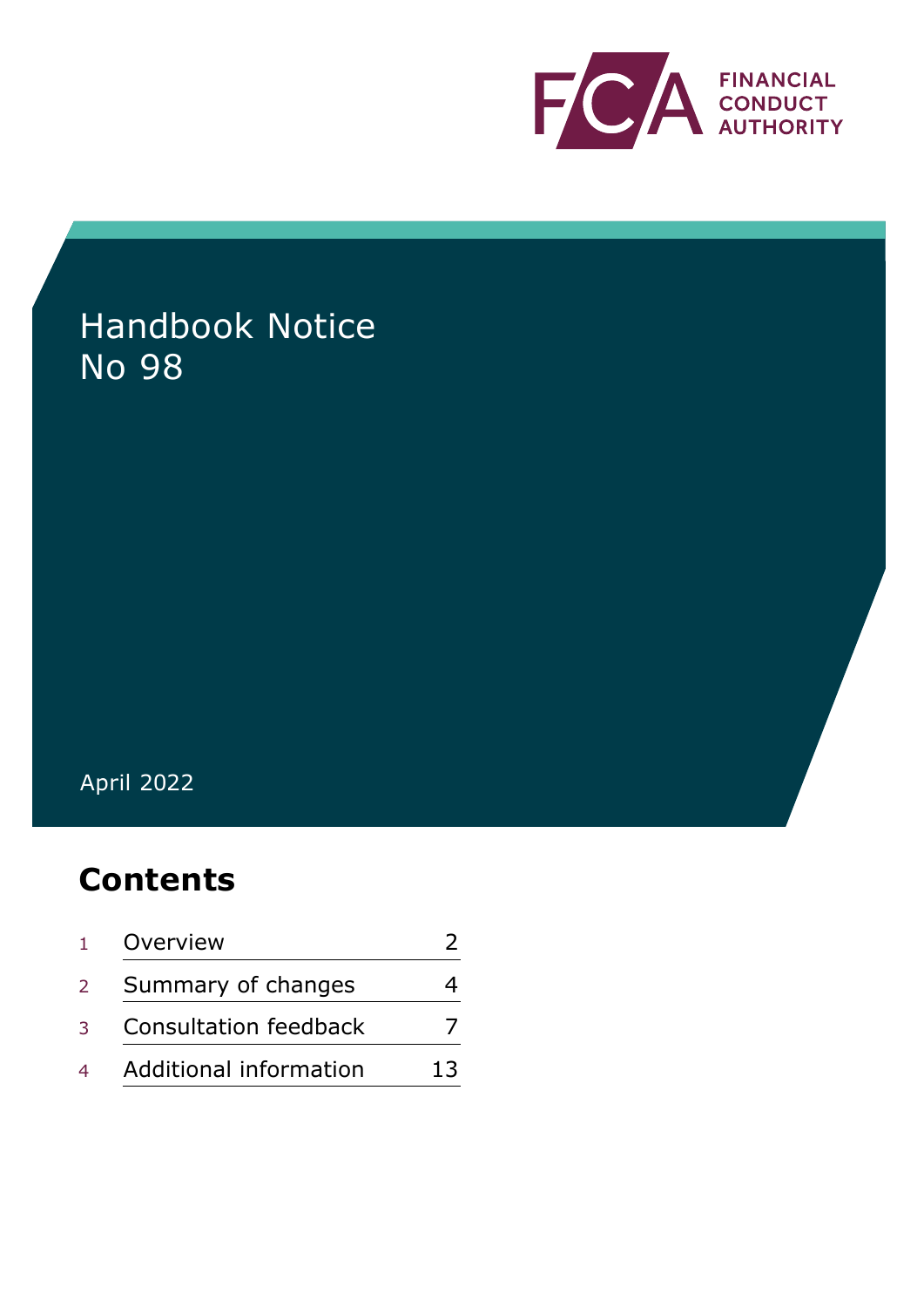FINANCIAL CONDUCT AUTHORITY

# Handbook Notice No 98

April 2022

## Contents

| | | |
|---|---|---|
| 1 | Overview | 2 |
| 2 | Summary of changes | 4 |
| 3 | Consultation feedback | 7 |
| 4 | Additional information | 13 |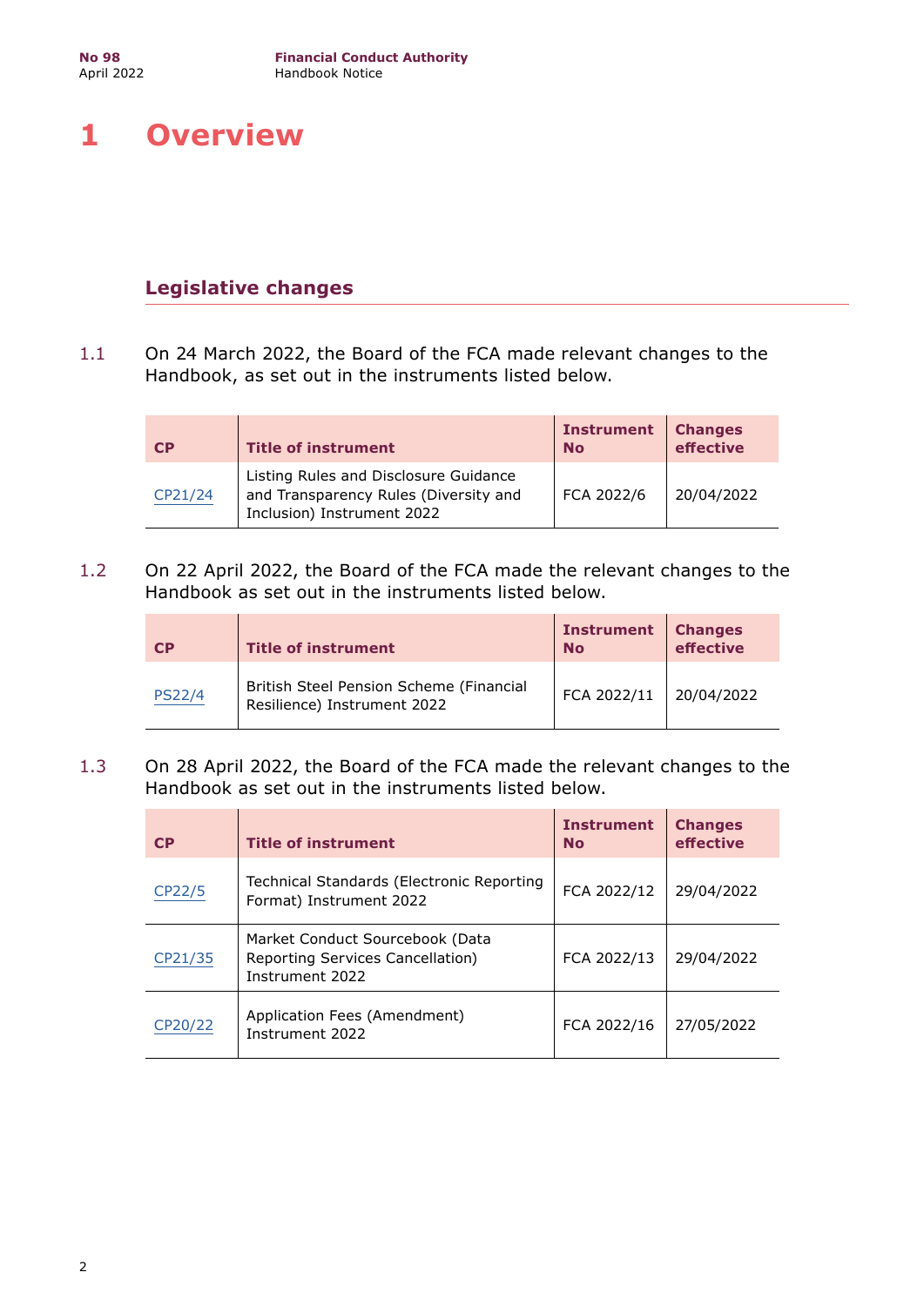# 1 Overview

## Legislative changes

1.1 On 24 March 2022, the Board of the FCA made relevant changes to the Handbook, as set out in the instruments listed below.

| CP | Title of instrument | Instrument No | Changes effective |
|---|---|---|---|
| CP21/24 | Listing Rules and Disclosure Guidance and Transparency Rules (Diversity and Inclusion) Instrument 2022 | FCA 2022/6 | 20/04/2022 |

1.2 On 22 April 2022, the Board of the FCA made the relevant changes to the Handbook as set out in the instruments listed below.

| CP | Title of instrument | Instrument No | Changes effective |
|---|---|---|---|
| PS22/4 | British Steel Pension Scheme (Financial Resilience) Instrument 2022 | FCA 2022/11 | 20/04/2022 |

1.3 On 28 April 2022, the Board of the FCA made the relevant changes to the Handbook as set out in the instruments listed below.

| CP | Title of instrument | Instrument No | Changes effective |
|---|---|---|---|
| CP22/5 | Technical Standards (Electronic Reporting Format) Instrument 2022 | FCA 2022/12 | 29/04/2022 |
| CP21/35 | Market Conduct Sourcebook (Data Reporting Services Cancellation) Instrument 2022 | FCA 2022/13 | 29/04/2022 |
| CP20/22 | Application Fees (Amendment) Instrument 2022 | FCA 2022/16 | 27/05/2022 |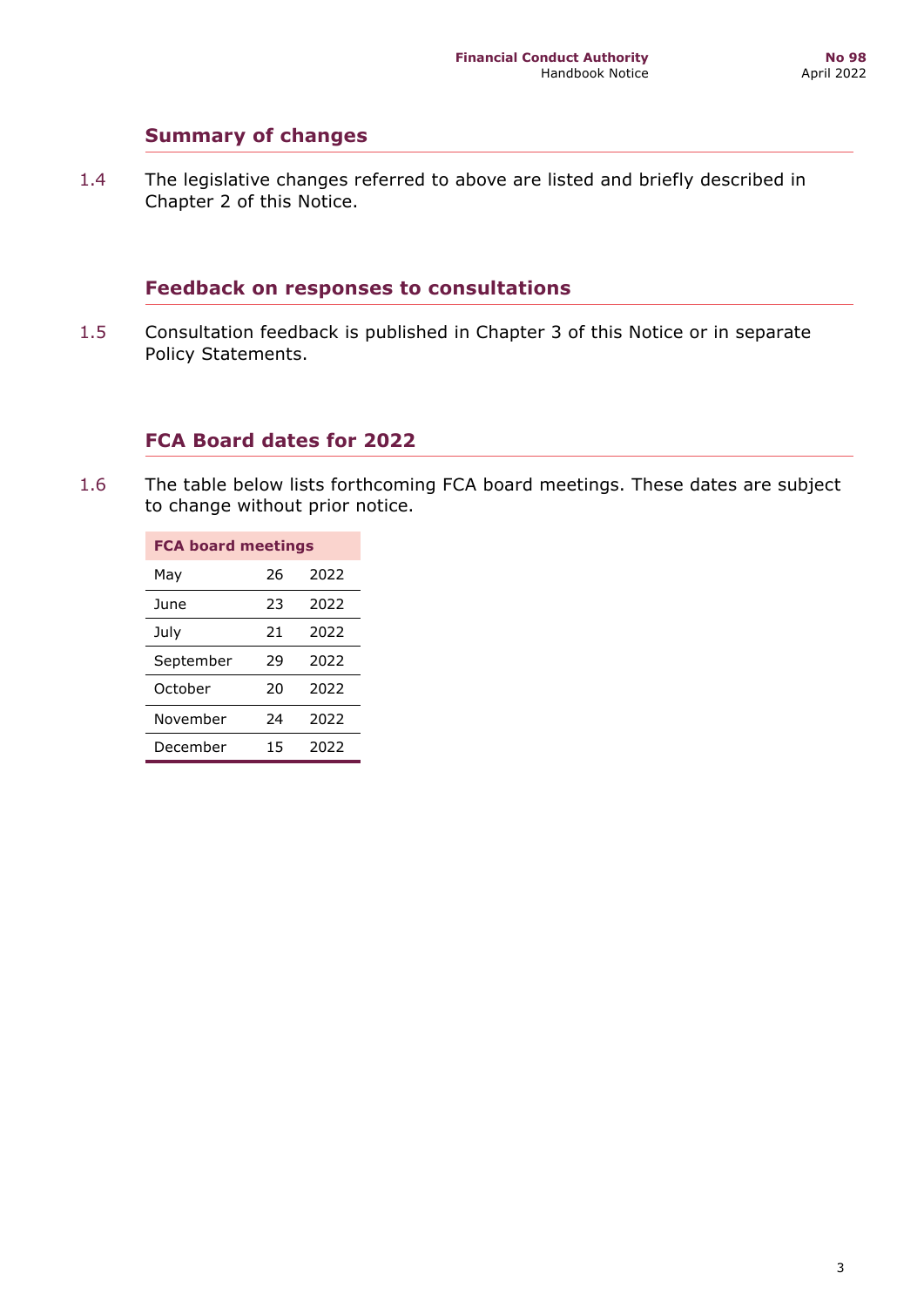## Summary of changes

1.4 The legislative changes referred to above are listed and briefly described in Chapter 2 of this Notice.

## Feedback on responses to consultations

1.5 Consultation feedback is published in Chapter 3 of this Notice or in separate Policy Statements.

## FCA Board dates for 2022

1.6 The table below lists forthcoming FCA board meetings. These dates are subject to change without prior notice.

| FCA board meetings | | |
|---|---|---|
| May | 26 | 2022 |
| June | 23 | 2022 |
| July | 21 | 2022 |
| September | 29 | 2022 |
| October | 20 | 2022 |
| November | 24 | 2022 |
| December | 15 | 2022 |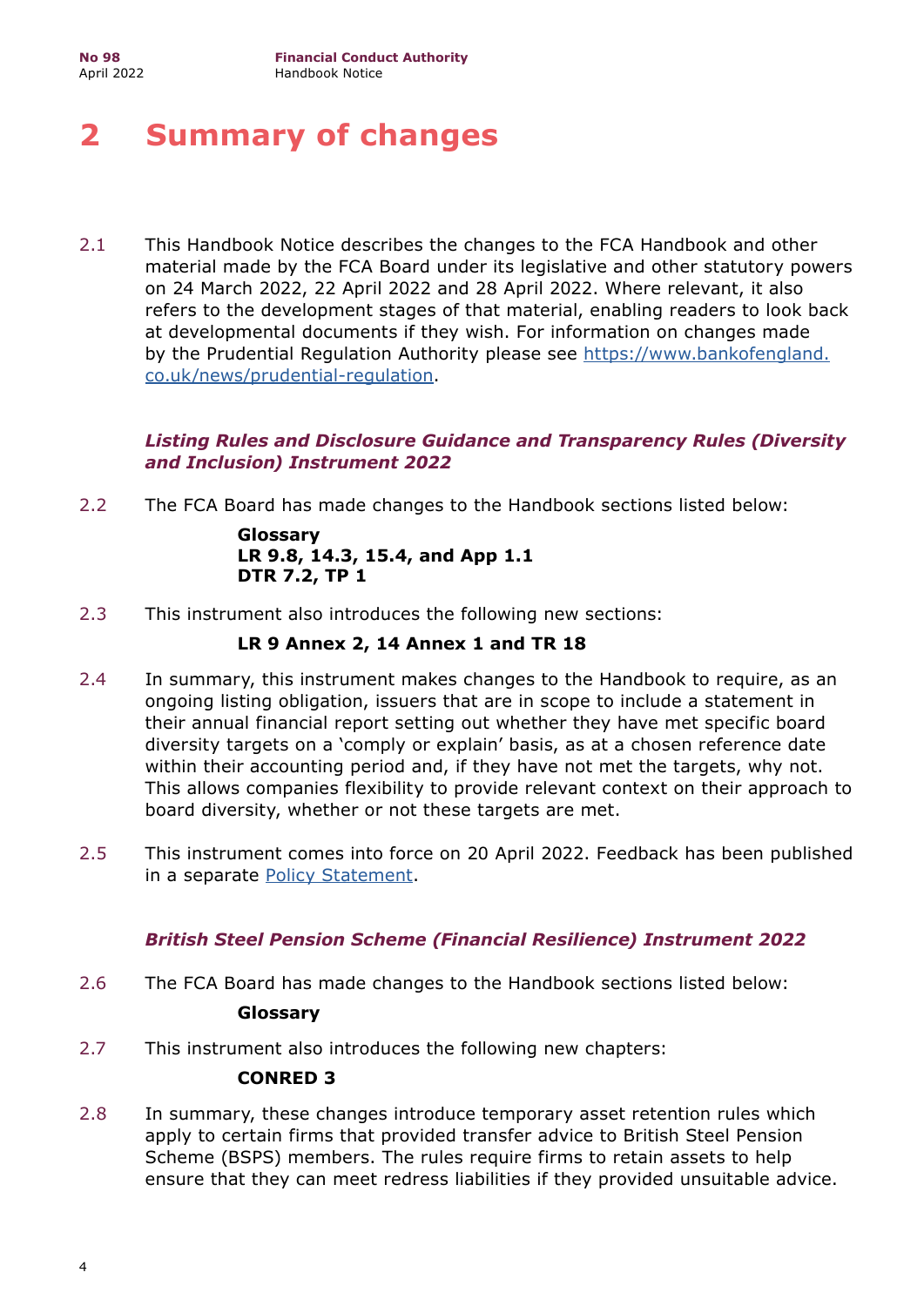# 2 Summary of changes

2.1 This Handbook Notice describes the changes to the FCA Handbook and other material made by the FCA Board under its legislative and other statutory powers on 24 March 2022, 22 April 2022 and 28 April 2022. Where relevant, it also refers to the development stages of that material, enabling readers to look back at developmental documents if they wish. For information on changes made by the Prudential Regulation Authority please see [https://www.bankofengland.co.uk/news/prudential-regulation](https://www.bankofengland.co.uk/news/prudential-regulation).

### *Listing Rules and Disclosure Guidance and Transparency Rules (Diversity and Inclusion) Instrument 2022*

2.2 The FCA Board has made changes to the Handbook sections listed below:

**Glossary**
**LR 9.8, 14.3, 15.4, and App 1.1**
**DTR 7.2, TP 1**

2.3 This instrument also introduces the following new sections:

**LR 9 Annex 2, 14 Annex 1 and TR 18**

2.4 In summary, this instrument makes changes to the Handbook to require, as an ongoing listing obligation, issuers that are in scope to include a statement in their annual financial report setting out whether they have met specific board diversity targets on a 'comply or explain' basis, as at a chosen reference date within their accounting period and, if they have not met the targets, why not. This allows companies flexibility to provide relevant context on their approach to board diversity, whether or not these targets are met.

2.5 This instrument comes into force on 20 April 2022. Feedback has been published in a separate Policy Statement.

### *British Steel Pension Scheme (Financial Resilience) Instrument 2022*

2.6 The FCA Board has made changes to the Handbook sections listed below:

**Glossary**

2.7 This instrument also introduces the following new chapters:

**CONRED 3**

2.8 In summary, these changes introduce temporary asset retention rules which apply to certain firms that provided transfer advice to British Steel Pension Scheme (BSPS) members. The rules require firms to retain assets to help ensure that they can meet redress liabilities if they provided unsuitable advice.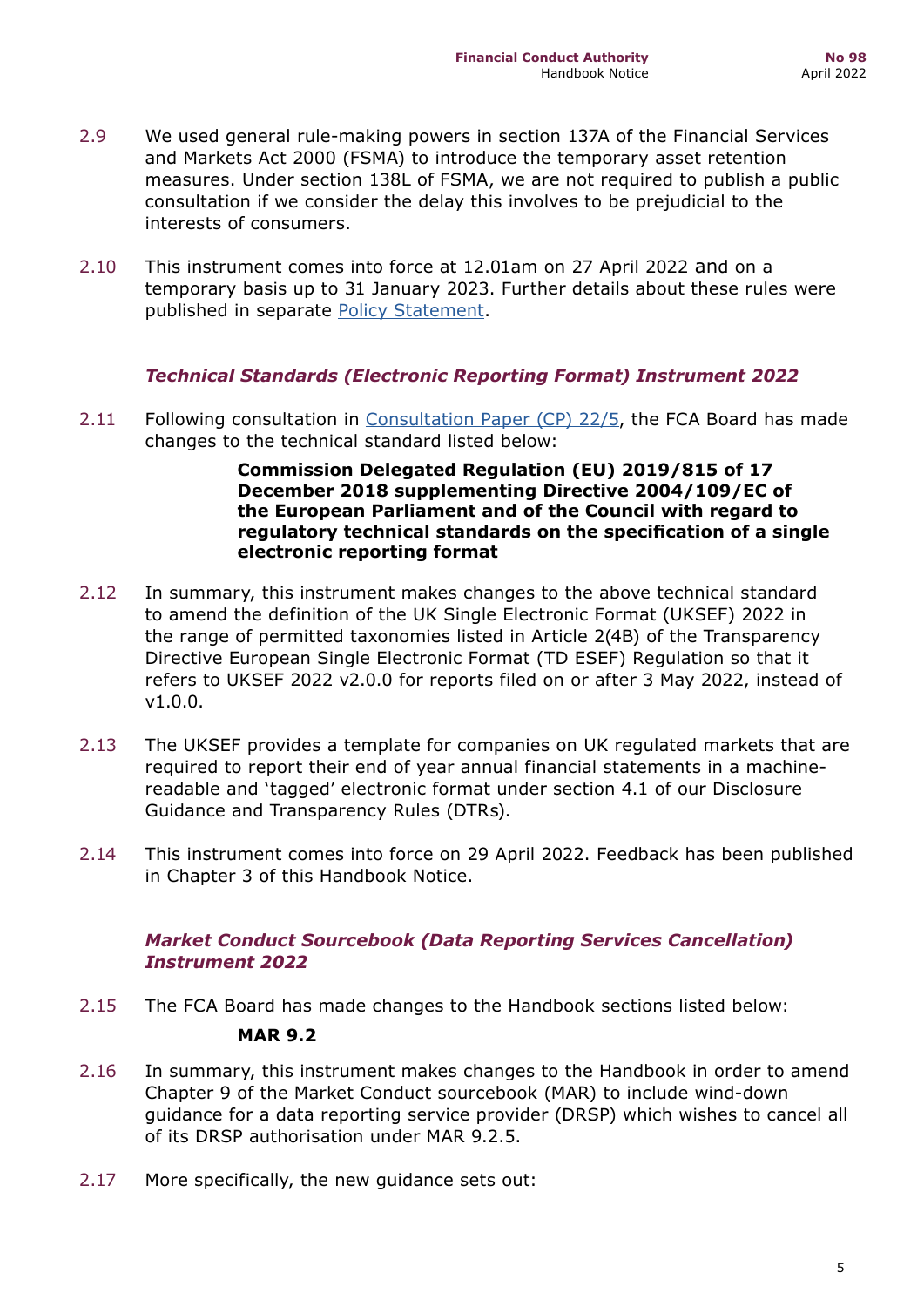2.9 We used general rule-making powers in section 137A of the Financial Services and Markets Act 2000 (FSMA) to introduce the temporary asset retention measures. Under section 138L of FSMA, we are not required to publish a public consultation if we consider the delay this involves to be prejudicial to the interests of consumers.

2.10 This instrument comes into force at 12.01am on 27 April 2022 and on a temporary basis up to 31 January 2023. Further details about these rules were published in separate Policy Statement.

### *Technical Standards (Electronic Reporting Format) Instrument 2022*

2.11 Following consultation in Consultation Paper (CP) 22/5, the FCA Board has made changes to the technical standard listed below:

> **Commission Delegated Regulation (EU) 2019/815 of 17 December 2018 supplementing Directive 2004/109/EC of the European Parliament and of the Council with regard to regulatory technical standards on the specification of a single electronic reporting format**

2.12 In summary, this instrument makes changes to the above technical standard to amend the definition of the UK Single Electronic Format (UKSEF) 2022 in the range of permitted taxonomies listed in Article 2(4B) of the Transparency Directive European Single Electronic Format (TD ESEF) Regulation so that it refers to UKSEF 2022 v2.0.0 for reports filed on or after 3 May 2022, instead of v1.0.0.

2.13 The UKSEF provides a template for companies on UK regulated markets that are required to report their end of year annual financial statements in a machine-readable and 'tagged' electronic format under section 4.1 of our Disclosure Guidance and Transparency Rules (DTRs).

2.14 This instrument comes into force on 29 April 2022. Feedback has been published in Chapter 3 of this Handbook Notice.

### *Market Conduct Sourcebook (Data Reporting Services Cancellation) Instrument 2022*

2.15 The FCA Board has made changes to the Handbook sections listed below:

> **MAR 9.2**

2.16 In summary, this instrument makes changes to the Handbook in order to amend Chapter 9 of the Market Conduct sourcebook (MAR) to include wind-down guidance for a data reporting service provider (DRSP) which wishes to cancel all of its DRSP authorisation under MAR 9.2.5.

2.17 More specifically, the new guidance sets out: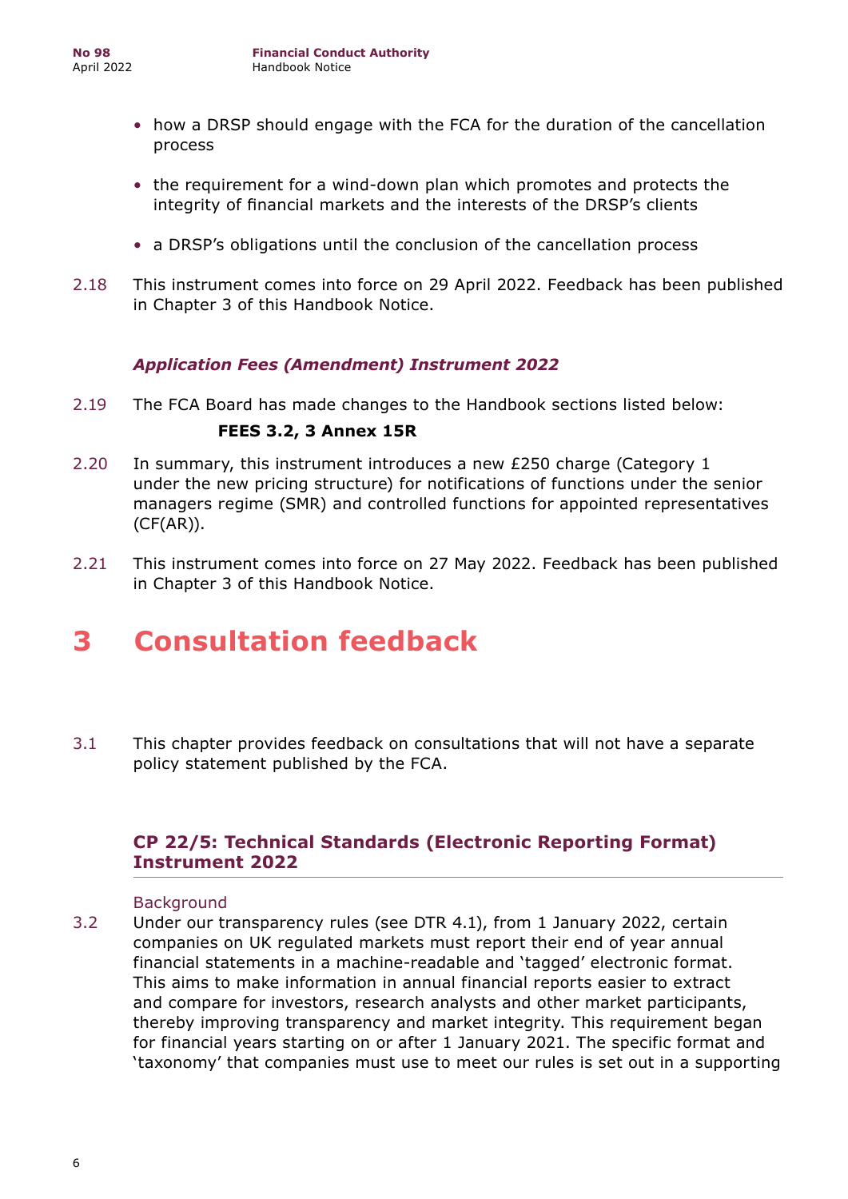- how a DRSP should engage with the FCA for the duration of the cancellation process
- the requirement for a wind-down plan which promotes and protects the integrity of financial markets and the interests of the DRSP's clients
- a DRSP's obligations until the conclusion of the cancellation process

2.18 This instrument comes into force on 29 April 2022. Feedback has been published in Chapter 3 of this Handbook Notice.

### *Application Fees (Amendment) Instrument 2022*

2.19 The FCA Board has made changes to the Handbook sections listed below:

**FEES 3.2, 3 Annex 15R**

2.20 In summary, this instrument introduces a new £250 charge (Category 1 under the new pricing structure) for notifications of functions under the senior managers regime (SMR) and controlled functions for appointed representatives (CF(AR)).

2.21 This instrument comes into force on 27 May 2022. Feedback has been published in Chapter 3 of this Handbook Notice.

# 3 Consultation feedback

3.1 This chapter provides feedback on consultations that will not have a separate policy statement published by the FCA.

## CP 22/5: Technical Standards (Electronic Reporting Format) Instrument 2022

Background

3.2 Under our transparency rules (see DTR 4.1), from 1 January 2022, certain companies on UK regulated markets must report their end of year annual financial statements in a machine-readable and 'tagged' electronic format. This aims to make information in annual financial reports easier to extract and compare for investors, research analysts and other market participants, thereby improving transparency and market integrity. This requirement began for financial years starting on or after 1 January 2021. The specific format and 'taxonomy' that companies must use to meet our rules is set out in a supporting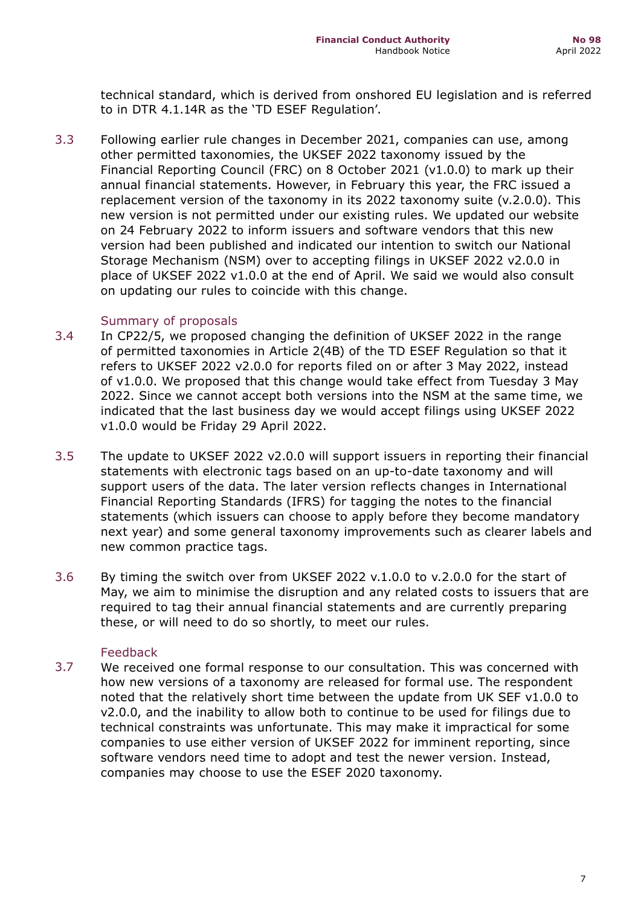technical standard, which is derived from onshored EU legislation and is referred to in DTR 4.1.14R as the 'TD ESEF Regulation'.

3.3 Following earlier rule changes in December 2021, companies can use, among other permitted taxonomies, the UKSEF 2022 taxonomy issued by the Financial Reporting Council (FRC) on 8 October 2021 (v1.0.0) to mark up their annual financial statements. However, in February this year, the FRC issued a replacement version of the taxonomy in its 2022 taxonomy suite (v.2.0.0). This new version is not permitted under our existing rules. We updated our website on 24 February 2022 to inform issuers and software vendors that this new version had been published and indicated our intention to switch our National Storage Mechanism (NSM) over to accepting filings in UKSEF 2022 v2.0.0 in place of UKSEF 2022 v1.0.0 at the end of April. We said we would also consult on updating our rules to coincide with this change.

### Summary of proposals

3.4 In CP22/5, we proposed changing the definition of UKSEF 2022 in the range of permitted taxonomies in Article 2(4B) of the TD ESEF Regulation so that it refers to UKSEF 2022 v2.0.0 for reports filed on or after 3 May 2022, instead of v1.0.0. We proposed that this change would take effect from Tuesday 3 May 2022. Since we cannot accept both versions into the NSM at the same time, we indicated that the last business day we would accept filings using UKSEF 2022 v1.0.0 would be Friday 29 April 2022.

3.5 The update to UKSEF 2022 v2.0.0 will support issuers in reporting their financial statements with electronic tags based on an up-to-date taxonomy and will support users of the data. The later version reflects changes in International Financial Reporting Standards (IFRS) for tagging the notes to the financial statements (which issuers can choose to apply before they become mandatory next year) and some general taxonomy improvements such as clearer labels and new common practice tags.

3.6 By timing the switch over from UKSEF 2022 v.1.0.0 to v.2.0.0 for the start of May, we aim to minimise the disruption and any related costs to issuers that are required to tag their annual financial statements and are currently preparing these, or will need to do so shortly, to meet our rules.

### Feedback

3.7 We received one formal response to our consultation. This was concerned with how new versions of a taxonomy are released for formal use. The respondent noted that the relatively short time between the update from UK SEF v1.0.0 to v2.0.0, and the inability to allow both to continue to be used for filings due to technical constraints was unfortunate. This may make it impractical for some companies to use either version of UKSEF 2022 for imminent reporting, since software vendors need time to adopt and test the newer version. Instead, companies may choose to use the ESEF 2020 taxonomy.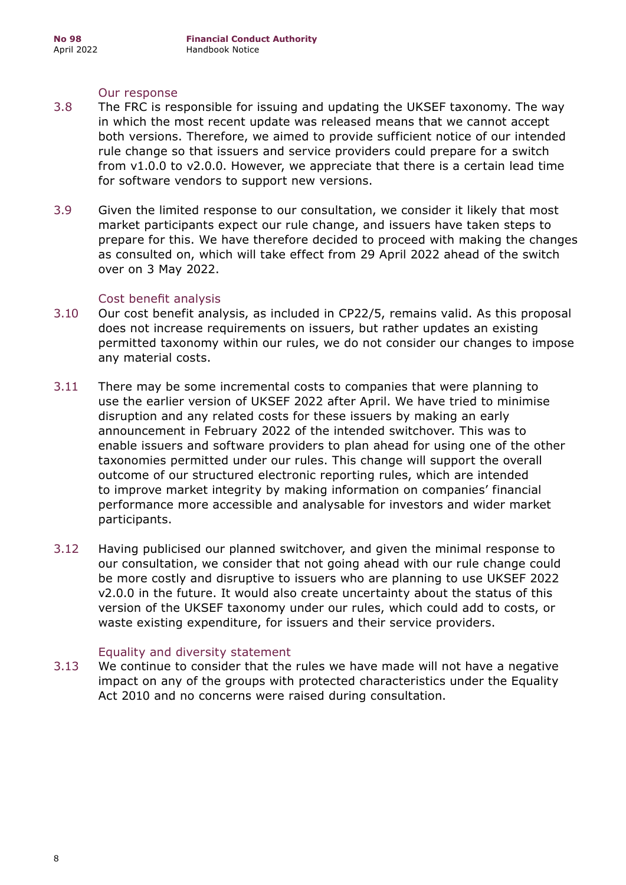### Our response

3.8 The FRC is responsible for issuing and updating the UKSEF taxonomy. The way in which the most recent update was released means that we cannot accept both versions. Therefore, we aimed to provide sufficient notice of our intended rule change so that issuers and service providers could prepare for a switch from v1.0.0 to v2.0.0. However, we appreciate that there is a certain lead time for software vendors to support new versions.

3.9 Given the limited response to our consultation, we consider it likely that most market participants expect our rule change, and issuers have taken steps to prepare for this. We have therefore decided to proceed with making the changes as consulted on, which will take effect from 29 April 2022 ahead of the switch over on 3 May 2022.

### Cost benefit analysis

3.10 Our cost benefit analysis, as included in CP22/5, remains valid. As this proposal does not increase requirements on issuers, but rather updates an existing permitted taxonomy within our rules, we do not consider our changes to impose any material costs.

3.11 There may be some incremental costs to companies that were planning to use the earlier version of UKSEF 2022 after April. We have tried to minimise disruption and any related costs for these issuers by making an early announcement in February 2022 of the intended switchover. This was to enable issuers and software providers to plan ahead for using one of the other taxonomies permitted under our rules. This change will support the overall outcome of our structured electronic reporting rules, which are intended to improve market integrity by making information on companies' financial performance more accessible and analysable for investors and wider market participants.

3.12 Having publicised our planned switchover, and given the minimal response to our consultation, we consider that not going ahead with our rule change could be more costly and disruptive to issuers who are planning to use UKSEF 2022 v2.0.0 in the future. It would also create uncertainty about the status of this version of the UKSEF taxonomy under our rules, which could add to costs, or waste existing expenditure, for issuers and their service providers.

### Equality and diversity statement

3.13 We continue to consider that the rules we have made will not have a negative impact on any of the groups with protected characteristics under the Equality Act 2010 and no concerns were raised during consultation.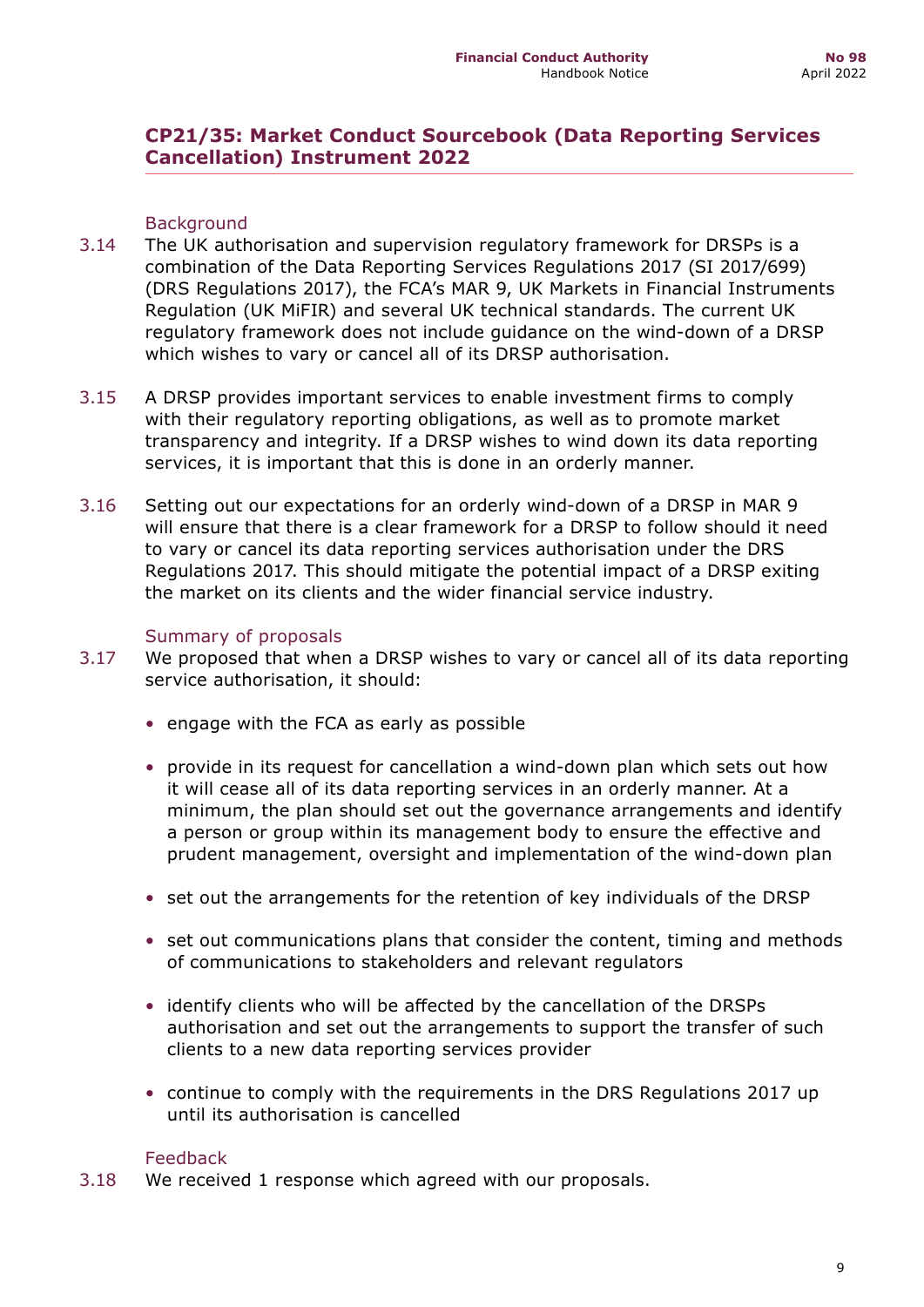## CP21/35: Market Conduct Sourcebook (Data Reporting Services Cancellation) Instrument 2022

### Background

3.14 The UK authorisation and supervision regulatory framework for DRSPs is a combination of the Data Reporting Services Regulations 2017 (SI 2017/699) (DRS Regulations 2017), the FCA's MAR 9, UK Markets in Financial Instruments Regulation (UK MiFIR) and several UK technical standards. The current UK regulatory framework does not include guidance on the wind-down of a DRSP which wishes to vary or cancel all of its DRSP authorisation.

3.15 A DRSP provides important services to enable investment firms to comply with their regulatory reporting obligations, as well as to promote market transparency and integrity. If a DRSP wishes to wind down its data reporting services, it is important that this is done in an orderly manner.

3.16 Setting out our expectations for an orderly wind-down of a DRSP in MAR 9 will ensure that there is a clear framework for a DRSP to follow should it need to vary or cancel its data reporting services authorisation under the DRS Regulations 2017. This should mitigate the potential impact of a DRSP exiting the market on its clients and the wider financial service industry.

### Summary of proposals

3.17 We proposed that when a DRSP wishes to vary or cancel all of its data reporting service authorisation, it should:

- engage with the FCA as early as possible
- provide in its request for cancellation a wind-down plan which sets out how it will cease all of its data reporting services in an orderly manner. At a minimum, the plan should set out the governance arrangements and identify a person or group within its management body to ensure the effective and prudent management, oversight and implementation of the wind-down plan
- set out the arrangements for the retention of key individuals of the DRSP
- set out communications plans that consider the content, timing and methods of communications to stakeholders and relevant regulators
- identify clients who will be affected by the cancellation of the DRSPs authorisation and set out the arrangements to support the transfer of such clients to a new data reporting services provider
- continue to comply with the requirements in the DRS Regulations 2017 up until its authorisation is cancelled

### Feedback

3.18 We received 1 response which agreed with our proposals.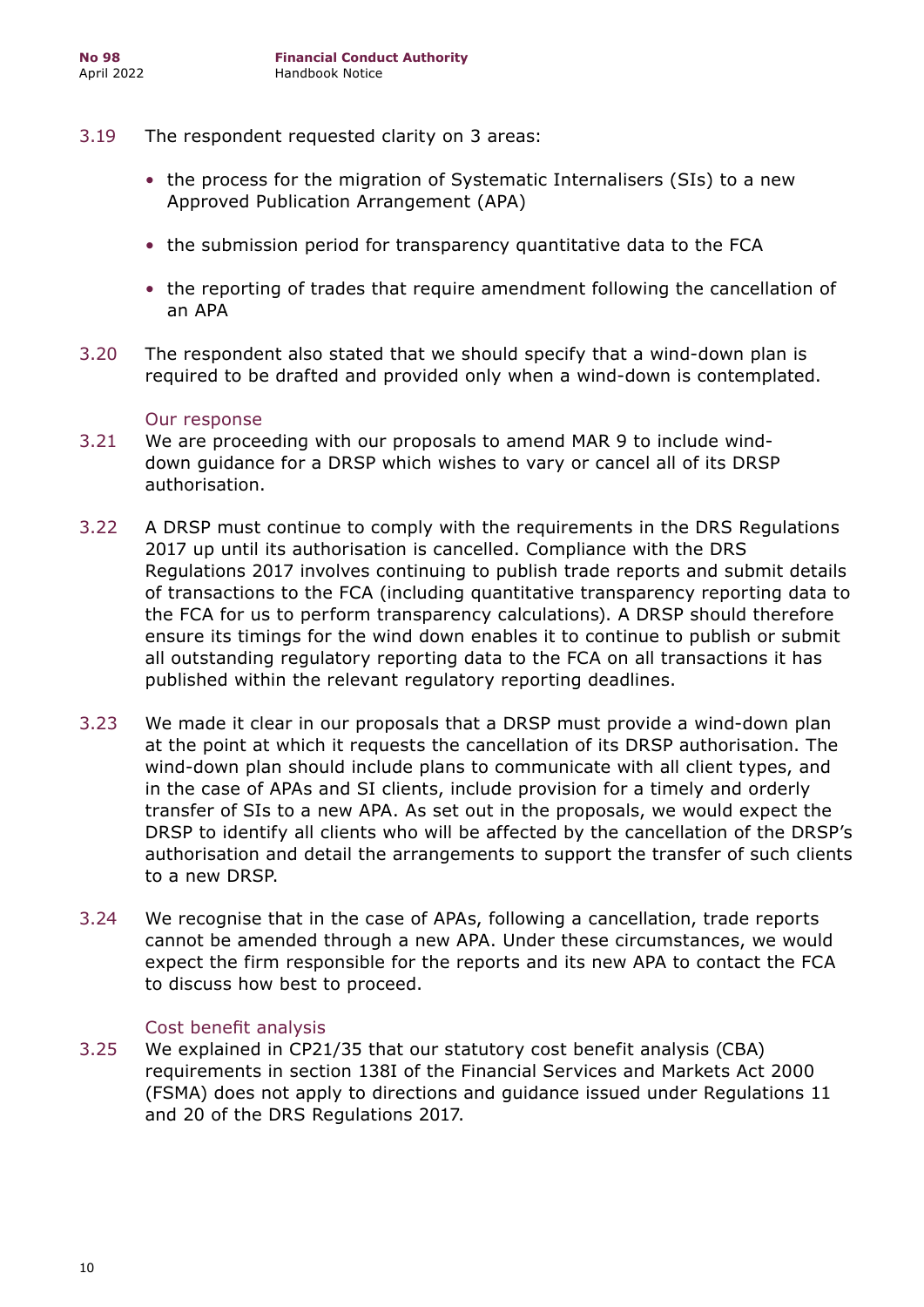3.19 The respondent requested clarity on 3 areas:

- the process for the migration of Systematic Internalisers (SIs) to a new Approved Publication Arrangement (APA)
- the submission period for transparency quantitative data to the FCA
- the reporting of trades that require amendment following the cancellation of an APA

3.20 The respondent also stated that we should specify that a wind-down plan is required to be drafted and provided only when a wind-down is contemplated.

### Our response

3.21 We are proceeding with our proposals to amend MAR 9 to include wind-down guidance for a DRSP which wishes to vary or cancel all of its DRSP authorisation.

3.22 A DRSP must continue to comply with the requirements in the DRS Regulations 2017 up until its authorisation is cancelled. Compliance with the DRS Regulations 2017 involves continuing to publish trade reports and submit details of transactions to the FCA (including quantitative transparency reporting data to the FCA for us to perform transparency calculations). A DRSP should therefore ensure its timings for the wind down enables it to continue to publish or submit all outstanding regulatory reporting data to the FCA on all transactions it has published within the relevant regulatory reporting deadlines.

3.23 We made it clear in our proposals that a DRSP must provide a wind-down plan at the point at which it requests the cancellation of its DRSP authorisation. The wind-down plan should include plans to communicate with all client types, and in the case of APAs and SI clients, include provision for a timely and orderly transfer of SIs to a new APA. As set out in the proposals, we would expect the DRSP to identify all clients who will be affected by the cancellation of the DRSP's authorisation and detail the arrangements to support the transfer of such clients to a new DRSP.

3.24 We recognise that in the case of APAs, following a cancellation, trade reports cannot be amended through a new APA. Under these circumstances, we would expect the firm responsible for the reports and its new APA to contact the FCA to discuss how best to proceed.

### Cost benefit analysis

3.25 We explained in CP21/35 that our statutory cost benefit analysis (CBA) requirements in section 138I of the Financial Services and Markets Act 2000 (FSMA) does not apply to directions and guidance issued under Regulations 11 and 20 of the DRS Regulations 2017.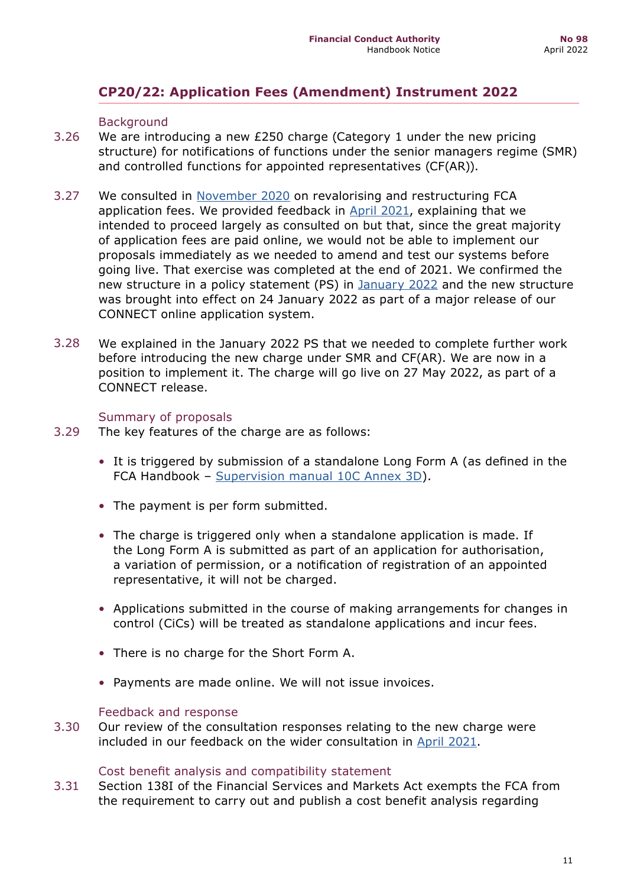## CP20/22: Application Fees (Amendment) Instrument 2022

### Background

3.26 We are introducing a new £250 charge (Category 1 under the new pricing structure) for notifications of functions under the senior managers regime (SMR) and controlled functions for appointed representatives (CF(AR)).

3.27 We consulted in November 2020 on revalorising and restructuring FCA application fees. We provided feedback in April 2021, explaining that we intended to proceed largely as consulted on but that, since the great majority of application fees are paid online, we would not be able to implement our proposals immediately as we needed to amend and test our systems before going live. That exercise was completed at the end of 2021. We confirmed the new structure in a policy statement (PS) in January 2022 and the new structure was brought into effect on 24 January 2022 as part of a major release of our CONNECT online application system.

3.28 We explained in the January 2022 PS that we needed to complete further work before introducing the new charge under SMR and CF(AR). We are now in a position to implement it. The charge will go live on 27 May 2022, as part of a CONNECT release.

### Summary of proposals

3.29 The key features of the charge are as follows:

- It is triggered by submission of a standalone Long Form A (as defined in the FCA Handbook – Supervision manual 10C Annex 3D).
- The payment is per form submitted.
- The charge is triggered only when a standalone application is made. If the Long Form A is submitted as part of an application for authorisation, a variation of permission, or a notification of registration of an appointed representative, it will not be charged.
- Applications submitted in the course of making arrangements for changes in control (CiCs) will be treated as standalone applications and incur fees.
- There is no charge for the Short Form A.
- Payments are made online. We will not issue invoices.

### Feedback and response

3.30 Our review of the consultation responses relating to the new charge were included in our feedback on the wider consultation in April 2021.

### Cost benefit analysis and compatibility statement

3.31 Section 138I of the Financial Services and Markets Act exempts the FCA from the requirement to carry out and publish a cost benefit analysis regarding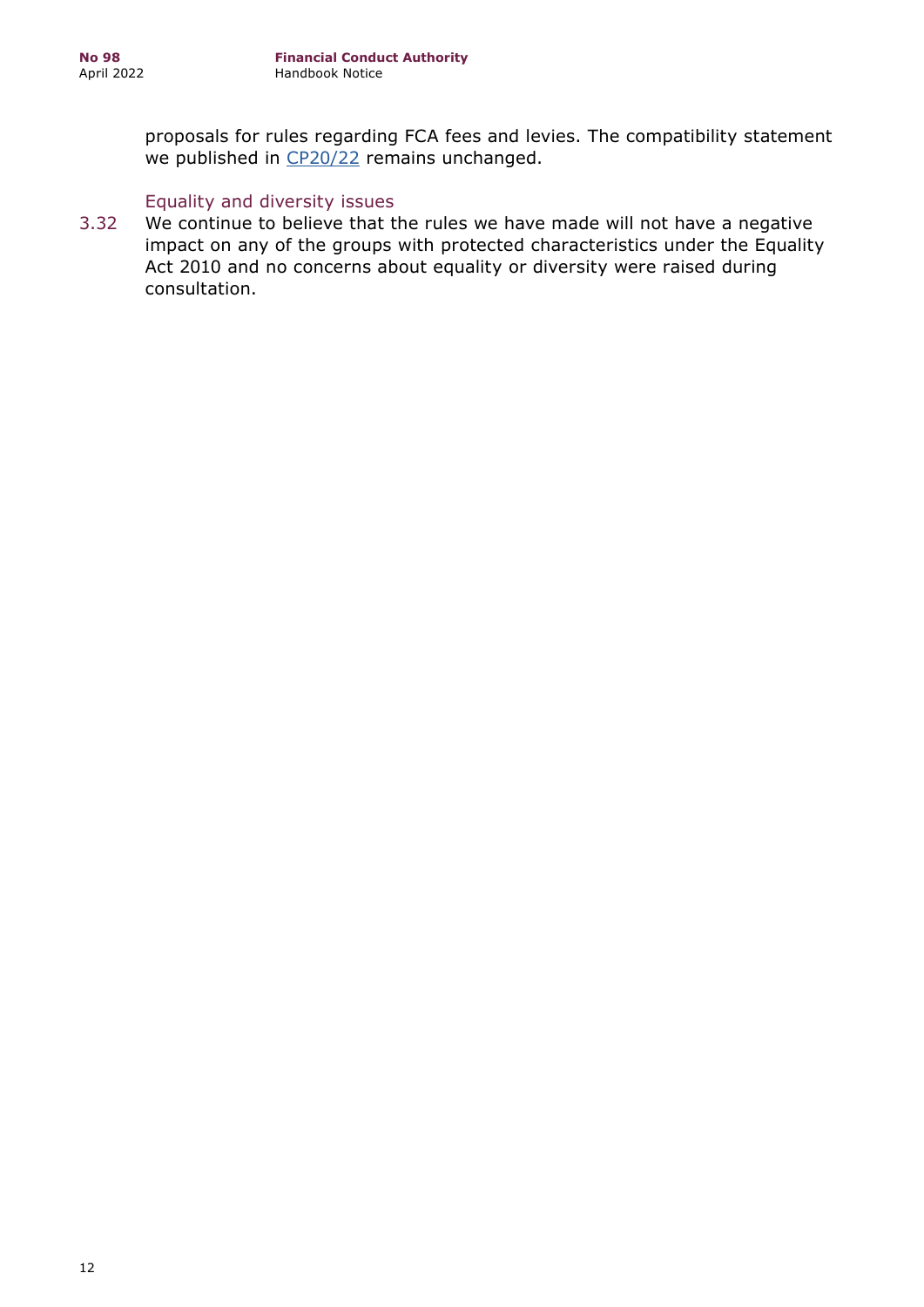proposals for rules regarding FCA fees and levies. The compatibility statement we published in CP20/22 remains unchanged.

### Equality and diversity issues

3.32 We continue to believe that the rules we have made will not have a negative impact on any of the groups with protected characteristics under the Equality Act 2010 and no concerns about equality or diversity were raised during consultation.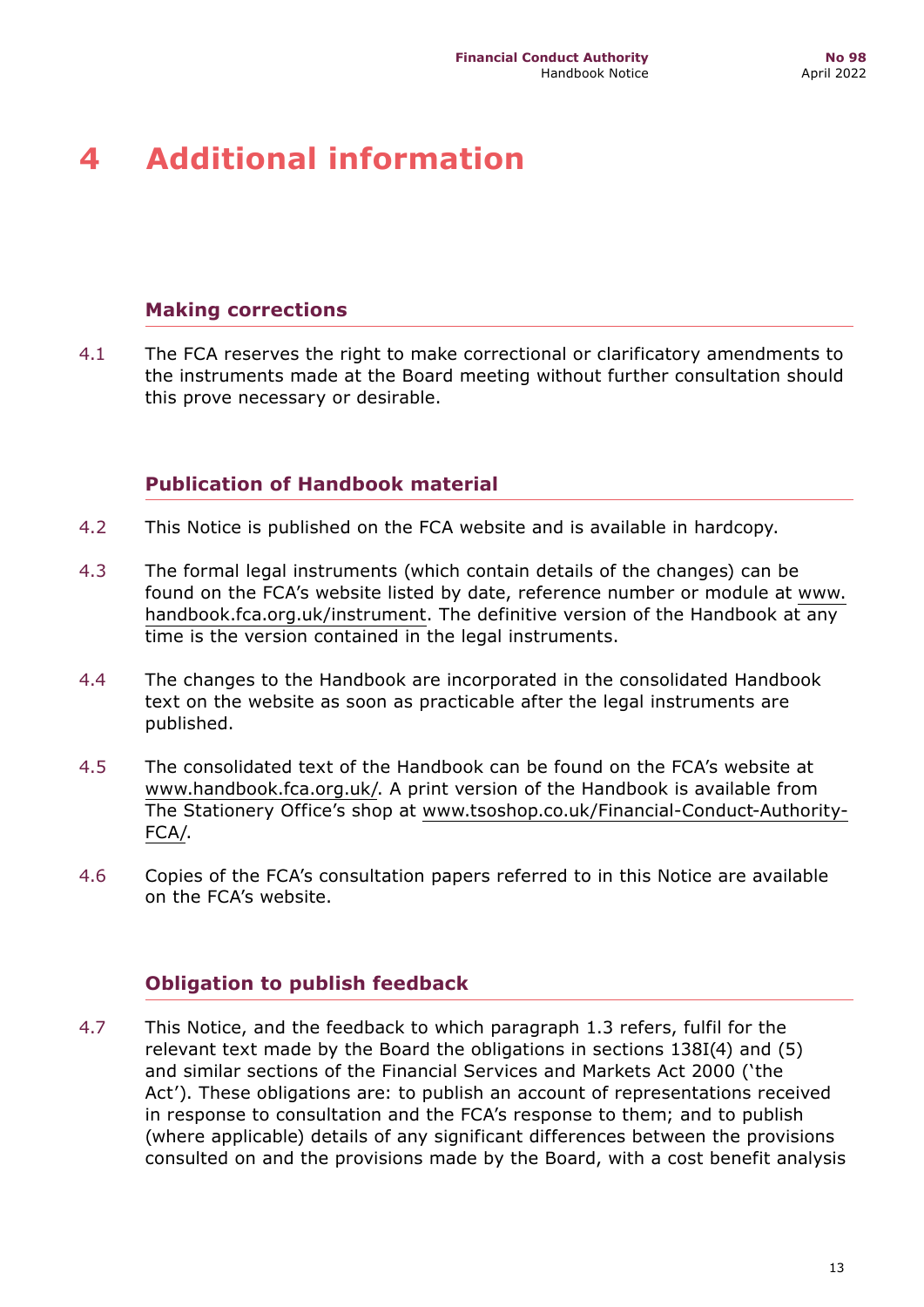# 4 Additional information

## Making corrections

4.1 The FCA reserves the right to make correctional or clarificatory amendments to the instruments made at the Board meeting without further consultation should this prove necessary or desirable.

## Publication of Handbook material

4.2 This Notice is published on the FCA website and is available in hardcopy.

4.3 The formal legal instruments (which contain details of the changes) can be found on the FCA's website listed by date, reference number or module at www.handbook.fca.org.uk/instrument. The definitive version of the Handbook at any time is the version contained in the legal instruments.

4.4 The changes to the Handbook are incorporated in the consolidated Handbook text on the website as soon as practicable after the legal instruments are published.

4.5 The consolidated text of the Handbook can be found on the FCA's website at www.handbook.fca.org.uk/. A print version of the Handbook is available from The Stationery Office's shop at www.tsoshop.co.uk/Financial-Conduct-Authority-FCA/.

4.6 Copies of the FCA's consultation papers referred to in this Notice are available on the FCA's website.

## Obligation to publish feedback

4.7 This Notice, and the feedback to which paragraph 1.3 refers, fulfil for the relevant text made by the Board the obligations in sections 138I(4) and (5) and similar sections of the Financial Services and Markets Act 2000 ('the Act'). These obligations are: to publish an account of representations received in response to consultation and the FCA's response to them; and to publish (where applicable) details of any significant differences between the provisions consulted on and the provisions made by the Board, with a cost benefit analysis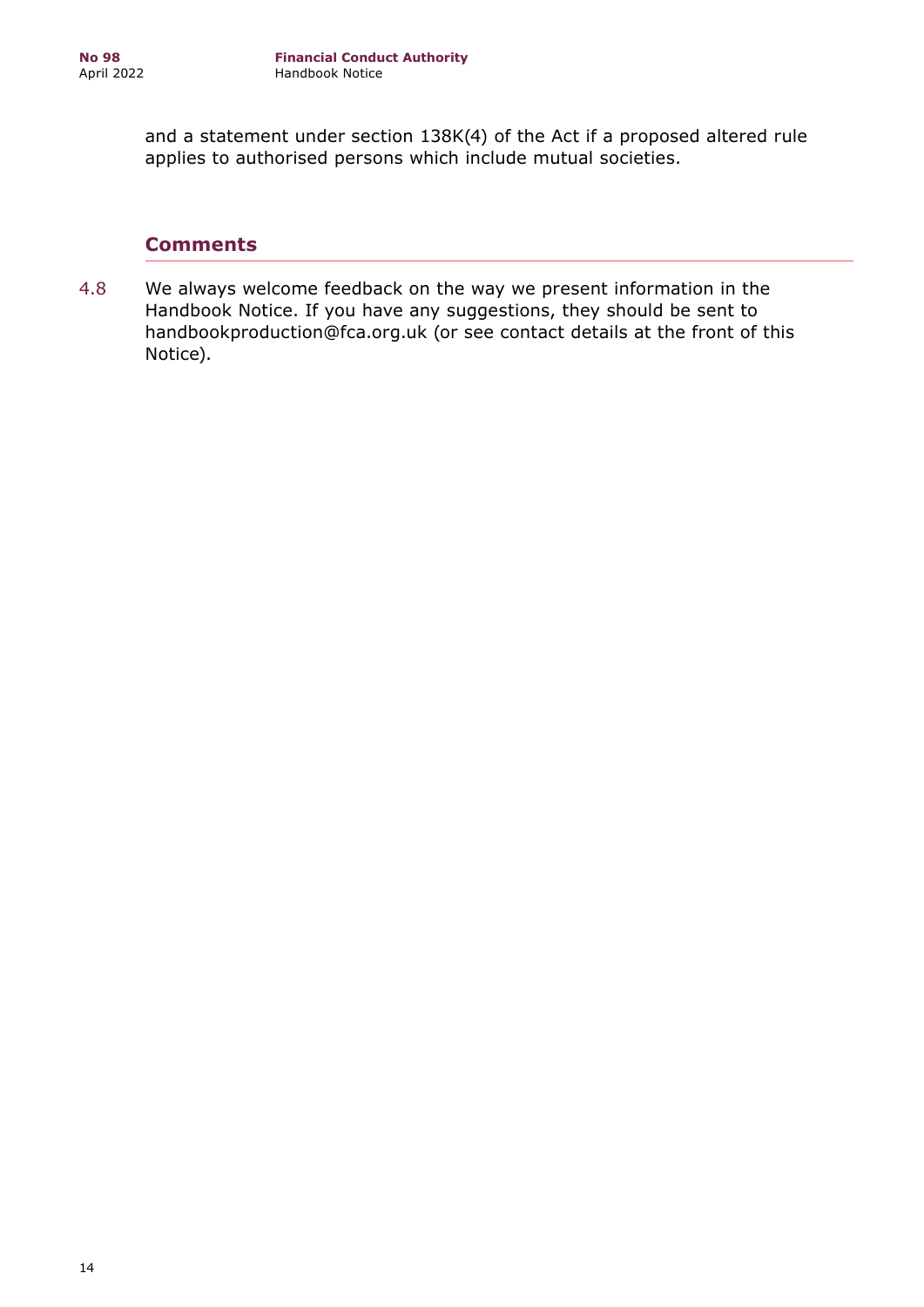and a statement under section 138K(4) of the Act if a proposed altered rule applies to authorised persons which include mutual societies.

## Comments

4.8 We always welcome feedback on the way we present information in the Handbook Notice. If you have any suggestions, they should be sent to handbookproduction@fca.org.uk (or see contact details at the front of this Notice).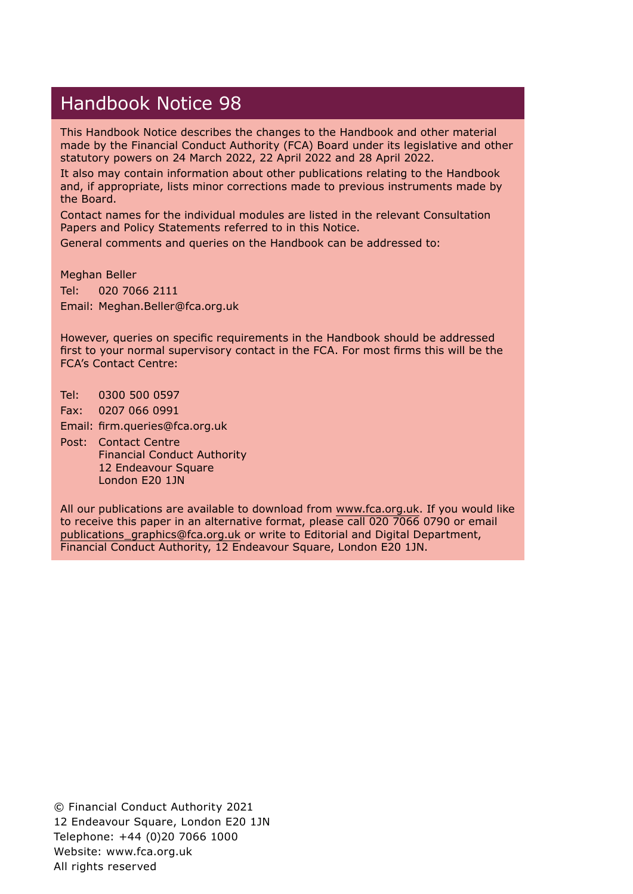# Handbook Notice 98

This Handbook Notice describes the changes to the Handbook and other material made by the Financial Conduct Authority (FCA) Board under its legislative and other statutory powers on 24 March 2022, 22 April 2022 and 28 April 2022.

It also may contain information about other publications relating to the Handbook and, if appropriate, lists minor corrections made to previous instruments made by the Board.

Contact names for the individual modules are listed in the relevant Consultation Papers and Policy Statements referred to in this Notice.

General comments and queries on the Handbook can be addressed to:

Meghan Beller

Tel: 020 7066 2111

Email: Meghan.Beller@fca.org.uk

However, queries on specific requirements in the Handbook should be addressed first to your normal supervisory contact in the FCA. For most firms this will be the FCA's Contact Centre:

Tel: 0300 500 0597

Fax: 0207 066 0991

Email: firm.queries@fca.org.uk

Post: Contact Centre
Financial Conduct Authority
12 Endeavour Square
London E20 1JN

All our publications are available to download from www.fca.org.uk. If you would like to receive this paper in an alternative format, please call 020 7066 0790 or email publications_graphics@fca.org.uk or write to Editorial and Digital Department, Financial Conduct Authority, 12 Endeavour Square, London E20 1JN.

© Financial Conduct Authority 2021
12 Endeavour Square, London E20 1JN
Telephone: +44 (0)20 7066 1000
Website: www.fca.org.uk
All rights reserved